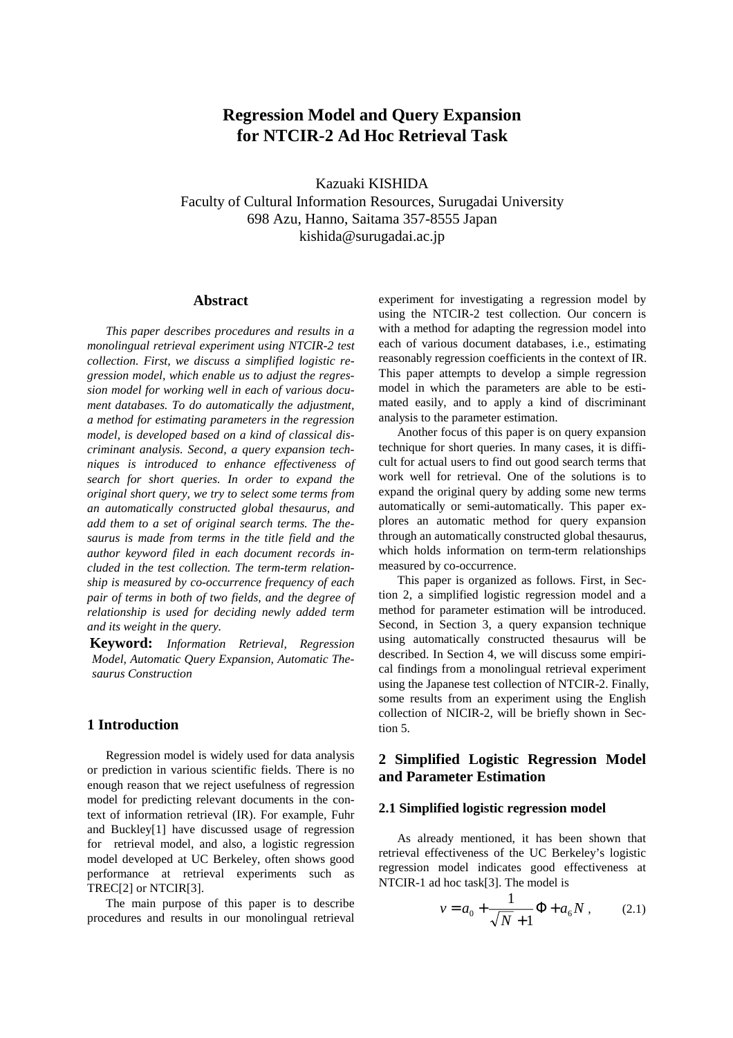# Regression Model and Query Expansion for NTCIR-2 Ad Hoc Retrieval Task

Kazuaki KISHIDA

Faculty of Cultural Information Resources, Surugadai University

698 Azu, Hanno, Saitama 357-8555 Japan

kishida@surugadai.ac.jp

## Abstract

*This paper describes procedures and results in a monolingual retrieval experiment using NTCIR-2 test collection. First, we discuss a simplified logistic regression model, which enable us to adjust the regression model for working well in each of various document databases. To do automatically the adjustment, a method for estimating parameters in the regression model, is developed based on a kind of classical discriminant analysis. Second, a query expansion techniques is introduced to enhance effectiveness of search for short queries. In order to expand the original short query, we try to select some terms from an automatically constructed global thesaurus, and add them to a set of original search terms. The thesaurus is made from terms in the title field and the author keyword filed in each document records included in the test collection. The term-term relationship is measured by co-occurrence frequency of each pair of terms in both of two fields, and the degree of relationship is used for deciding newly added term and its weight in the query.*

**Keyword:** *Information Retrieval, Regression Model, Automatic Query Expansion, Automatic Thesaurus Construction*

## 1 Introduction

Regression model is widely used for data analysis or prediction in various scientific fields. There is no enough reason that we reject usefulness of regression model for predicting relevant documents in the context of information retrieval (IR). For example, Fuhr and Buckley[1] have discussed usage of regression for retrieval model, and also, a logistic regression model developed at UC Berkeley, often shows good performance at retrieval experiments such as TREC[2] or NTCIR[3].

The main purpose of this paper is to describe procedures and results in our monolingual retrieval experiment for investigating a regression model by using the NTCIR-2 test collection. Our concern is with a method for adapting the regression model into each of various document databases, i.e., estimating reasonably regression coefficients in the context of IR. This paper attempts to develop a simple regression model in which the parameters are able to be estimated easily, and to apply a kind of discriminant analysis to the parameter estimation.

Another focus of this paper is on query expansion technique for short queries. In many cases, it is difficult for actual users to find out good search terms that work well for retrieval. One of the solutions is to expand the original query by adding some new terms automatically or semi-automatically. This paper explores an automatic method for query expansion through an automatically constructed global thesaurus, which holds information on term-term relationships measured by co-occurrence.

This paper is organized as follows. First, in Section 2, a simplified logistic regression model and a method for parameter estimation will be introduced. Second, in Section 3, a query expansion technique using automatically constructed thesaurus will be described. In Section 4, we will discuss some empirical findings from a monolingual retrieval experiment using the Japanese test collection of NTCIR-2. Finally, some results from an experiment using the English collection of NICIR-2, will be briefly shown in Section 5.

## 2 Simplified Logistic Regression Model and Parameter Estimation

### 2.1 Simplified logistic regression model

As already mentioned, it has been shown that retrieval effectiveness of the UC Berkeley's logistic regression model indicates good effectiveness at NTCIR-1 ad hoc task[3]. The model is

$$v = a_0 + \frac{1}{\sqrt{N}+1}\Phi + a_6 N , \qquad (2.1)$$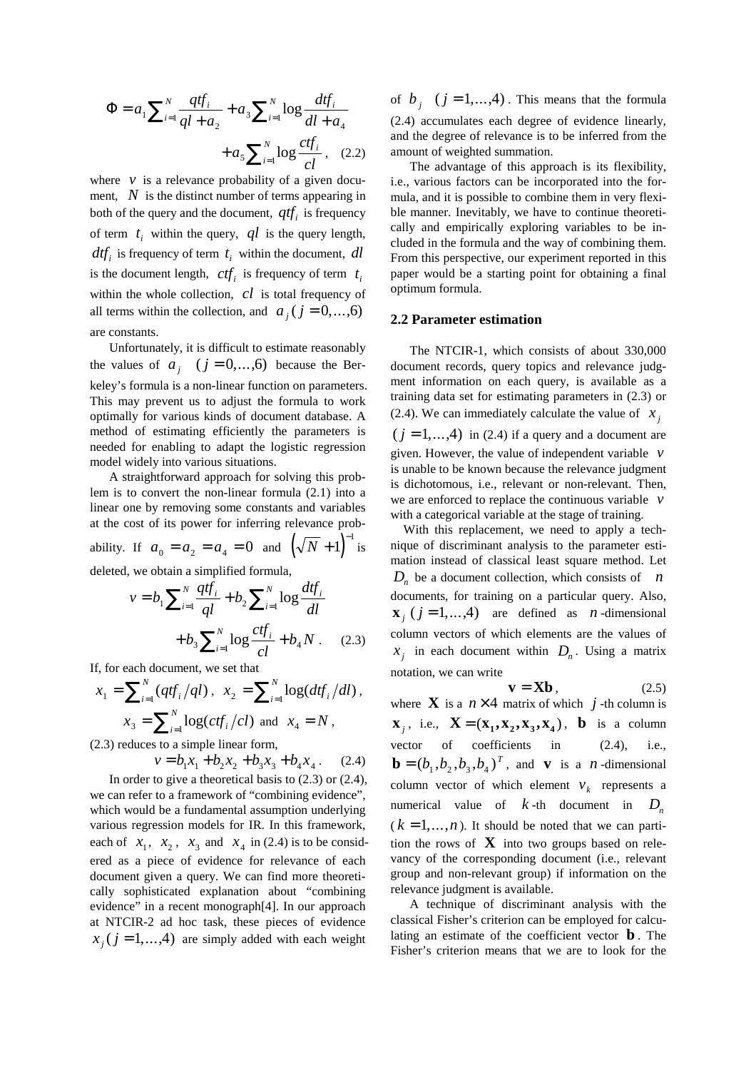$$\Phi = a_1 \sum_{i=1}^{N} \frac{qtf_i}{ql + a_2} + a_3 \sum_{i=1}^{N} \log \frac{dtf_i}{dl + a_4} + a_5 \sum_{i=1}^{N} \log \frac{ctf_i}{cl}, \quad (2.2)$$

where $v$ is a relevance probability of a given document, $N$ is the distinct number of terms appearing in both of the query and the document, $qtf_i$ is frequency of term $t_i$ within the query, $ql$ is the query length, $dtf_i$ is frequency of term $t_i$ within the document, $dl$ is the document length, $ctf_i$ is frequency of term $t_i$ within the whole collection, $cl$ is total frequency of all terms within the collection, and $a_j (j = 0, \ldots, 6)$ are constants.

Unfortunately, it is difficult to estimate reasonably the values of $a_j \quad (j = 0, \ldots, 6)$ because the Berkeley's formula is a non-linear function on parameters. This may prevent us to adjust the formula to work optimally for various kinds of document database. A method of estimating efficiently the parameters is needed for enabling to adapt the logistic regression model widely into various situations.

A straightforward approach for solving this problem is to convert the non-linear formula (2.1) into a linear one by removing some constants and variables at the cost of its power for inferring relevance probability. If $a_0 = a_2 = a_4 = 0$ and $\left(\sqrt{N} + 1\right)^{-1}$ is deleted, we obtain a simplified formula,

$$v = b_1 \sum_{i=1}^{N} \frac{qtf_i}{ql} + b_2 \sum_{i=1}^{N} \log \frac{dtf_i}{dl} + b_3 \sum_{i=1}^{N} \log \frac{ctf_i}{cl} + b_4 N. \quad (2.3)$$

If, for each document, we set that

$$x_1 = \sum_{i=1}^{N} (qtf_i / ql), \quad x_2 = \sum_{i=1}^{N} \log(dtf_i / dl), \quad x_3 = \sum_{i=1}^{N} \log(ctf_i / cl) \text{ and } x_4 = N,$$

(2.3) reduces to a simple linear form,

$$v = b_1 x_1 + b_2 x_2 + b_3 x_3 + b_4 x_4. \quad (2.4)$$

In order to give a theoretical basis to (2.3) or (2.4), we can refer to a framework of "combining evidence", which would be a fundamental assumption underlying various regression models for IR. In this framework, each of $x_1$, $x_2$, $x_3$ and $x_4$ in (2.4) is to be considered as a piece of evidence for relevance of each document given a query. We can find more theoretically sophisticated explanation about "combining evidence" in a recent monograph[4]. In our approach at NTCIR-2 ad hoc task, these pieces of evidence $x_j (j = 1, \ldots, 4)$ are simply added with each weight of $b_j \quad (j = 1, \ldots, 4)$. This means that the formula (2.4) accumulates each degree of evidence linearly, and the degree of relevance is to be inferred from the amount of weighted summation.

The advantage of this approach is its flexibility, i.e., various factors can be incorporated into the formula, and it is possible to combine them in very flexible manner. Inevitably, we have to continue theoretically and empirically exploring variables to be included in the formula and the way of combining them. From this perspective, our experiment reported in this paper would be a starting point for obtaining a final optimum formula.

## 2.2 Parameter estimation

The NTCIR-1, which consists of about 330,000 document records, query topics and relevance judgment information on each query, is available as a training data set for estimating parameters in (2.3) or (2.4). We can immediately calculate the value of $x_j$ $(j = 1, \ldots, 4)$ in (2.4) if a query and a document are given. However, the value of independent variable $v$ is unable to be known because the relevance judgment is dichotomous, i.e., relevant or non-relevant. Then, we are enforced to replace the continuous variable $v$ with a categorical variable at the stage of training.

With this replacement, we need to apply a technique of discriminant analysis to the parameter estimation instead of classical least square method. Let $D_n$ be a document collection, which consists of $n$ documents, for training on a particular query. Also, $\mathbf{x}_j \ (j = 1, \ldots, 4)$ are defined as $n$-dimensional column vectors of which elements are the values of $x_j$ in each document within $D_n$. Using a matrix notation, we can write

$$\mathbf{v} = \mathbf{X}\mathbf{b}, \quad (2.5)$$

where $\mathbf{X}$ is a $n \times 4$ matrix of which $j$-th column is $\mathbf{x}_j$, i.e., $\mathbf{X} = (\mathbf{x_1}, \mathbf{x_2}, \mathbf{x_3}, \mathbf{x_4})$, $\mathbf{b}$ is a column vector of coefficients in (2.4), i.e., $\mathbf{b} = (b_1, b_2, b_3, b_4)^T$, and $\mathbf{v}$ is a $n$-dimensional column vector of which element $v_k$ represents a numerical value of $k$-th document in $D_n$ $(k = 1, \ldots, n)$. It should be noted that we can partition the rows of $\mathbf{X}$ into two groups based on relevancy of the corresponding document (i.e., relevant group and non-relevant group) if information on the relevance judgment is available.

A technique of discriminant analysis with the classical Fisher's criterion can be employed for calculating an estimate of the coefficient vector $\mathbf{b}$. The Fisher's criterion means that we are to look for the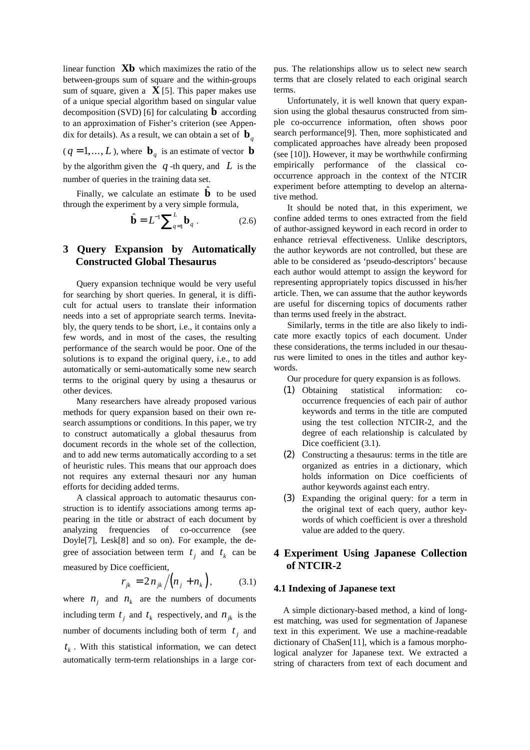linear function $\mathbf{Xb}$ which maximizes the ratio of the between-groups sum of square and the within-groups sum of square, given a $\mathbf{X}$ [5]. This paper makes use of a unique special algorithm based on singular value decomposition (SVD) [6] for calculating $\mathbf{b}$ according to an approximation of Fisher's criterion (see Appendix for details). As a result, we can obtain a set of $\mathbf{b}_q$ ($q = 1, \ldots, L$), where $\mathbf{b}_q$ is an estimate of vector $\mathbf{b}$ by the algorithm given the $q$-th query, and $L$ is the number of queries in the training data set.

Finally, we calculate an estimate $\hat{\mathbf{b}}$ to be used through the experiment by a very simple formula,

$$\hat{\mathbf{b}} = L^{-1} \sum_{q=1}^{L} \mathbf{b}_q . \qquad (2.6)$$

## 3 Query Expansion by Automatically Constructed Global Thesaurus

Query expansion technique would be very useful for searching by short queries. In general, it is difficult for actual users to translate their information needs into a set of appropriate search terms. Inevitably, the query tends to be short, i.e., it contains only a few words, and in most of the cases, the resulting performance of the search would be poor. One of the solutions is to expand the original query, i.e., to add automatically or semi-automatically some new search terms to the original query by using a thesaurus or other devices.

Many researchers have already proposed various methods for query expansion based on their own research assumptions or conditions. In this paper, we try to construct automatically a global thesaurus from document records in the whole set of the collection, and to add new terms automatically according to a set of heuristic rules. This means that our approach does not requires any external thesauri nor any human efforts for deciding added terms.

A classical approach to automatic thesaurus construction is to identify associations among terms appearing in the title or abstract of each document by analyzing frequencies of co-occurrence (see Doyle[7], Lesk[8] and so on). For example, the degree of association between term $t_j$ and $t_k$ can be measured by Dice coefficient,

$$r_{jk} = 2n_{jk} \big/ \left(n_j + n_k\right), \qquad (3.1)$$

where $n_j$ and $n_k$ are the numbers of documents including term $t_j$ and $t_k$ respectively, and $n_{jk}$ is the number of documents including both of term $t_j$ and $t_k$. With this statistical information, we can detect automatically term-term relationships in a large corpus. The relationships allow us to select new search terms that are closely related to each original search terms.

Unfortunately, it is well known that query expansion using the global thesaurus constructed from simple co-occurrence information, often shows poor search performance[9]. Then, more sophisticated and complicated approaches have already been proposed (see [10]). However, it may be worthwhile confirming empirically performance of the classical co-occurrence approach in the context of the NTCIR experiment before attempting to develop an alternative method.

It should be noted that, in this experiment, we confine added terms to ones extracted from the field of author-assigned keyword in each record in order to enhance retrieval effectiveness. Unlike descriptors, the author keywords are not controlled, but these are able to be considered as 'pseudo-descriptors' because each author would attempt to assign the keyword for representing appropriately topics discussed in his/her article. Then, we can assume that the author keywords are useful for discerning topics of documents rather than terms used freely in the abstract.

Similarly, terms in the title are also likely to indicate more exactly topics of each document. Under these considerations, the terms included in our thesaurus were limited to ones in the titles and author keywords.

Our procedure for query expansion is as follows.

(1) Obtaining statistical information: co-occurrence frequencies of each pair of author keywords and terms in the title are computed using the test collection NTCIR-2, and the degree of each relationship is calculated by Dice coefficient (3.1).

(2) Constructing a thesaurus: terms in the title are organized as entries in a dictionary, which holds information on Dice coefficients of author keywords against each entry.

(3) Expanding the original query: for a term in the original text of each query, author keywords of which coefficient is over a threshold value are added to the query.

## 4 Experiment Using Japanese Collection of NTCIR-2

### 4.1 Indexing of Japanese text

A simple dictionary-based method, a kind of longest matching, was used for segmentation of Japanese text in this experiment. We use a machine-readable dictionary of ChaSen[11], which is a famous morphological analyzer for Japanese text. We extracted a string of characters from text of each document and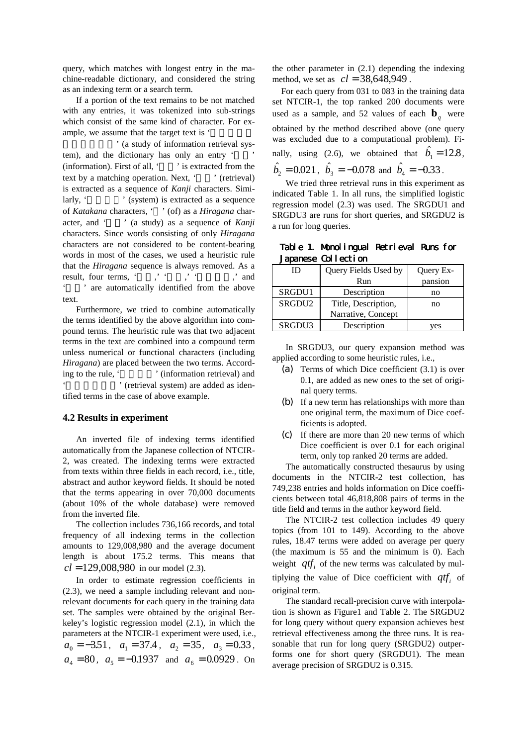query, which matches with longest entry in the machine-readable dictionary, and considered the string as an indexing term or a search term.

If a portion of the text remains to be not matched with any entries, it was tokenized into sub-strings which consist of the same kind of character. For example, we assume that the target text is '

' (a study of information retrieval system), and the dictionary has only an entry ' ' (information). First of all, ' ' is extracted from the text by a matching operation. Next, ' ' (retrieval) is extracted as a sequence of *Kanji* characters. Similarly, ' ' (system) is extracted as a sequence of *Katakana* characters, ' ' (of) as a *Hiragana* character, and ' ' (a study) as a sequence of *Kanji* characters. Since words consisting of only *Hiragana* characters are not considered to be content-bearing words in most of the cases, we used a heuristic rule that the *Hiragana* sequence is always removed. As a result, four terms, ' ,' ' ,' ' ,' and ' ' are automatically identified from the above text.

Furthermore, we tried to combine automatically the terms identified by the above algorithm into compound terms. The heuristic rule was that two adjacent terms in the text are combined into a compound term unless numerical or functional characters (including *Hiragana*) are placed between the two terms. According to the rule, ' ' (information retrieval) and ' ' (retrieval system) are added as identified terms in the case of above example.

### 4.2 Results in experiment

An inverted file of indexing terms identified automatically from the Japanese collection of NTCIR-2, was created. The indexing terms were extracted from texts within three fields in each record, i.e., title, abstract and author keyword fields. It should be noted that the terms appearing in over 70,000 documents (about 10% of the whole database) were removed from the inverted file.

The collection includes 736,166 records, and total frequency of all indexing terms in the collection amounts to 129,008,980 and the average document length is about 175.2 terms. This means that $cl = 129{,}008{,}980$ in our model (2.3).

In order to estimate regression coefficients in (2.3), we need a sample including relevant and non-relevant documents for each query in the training data set. The samples were obtained by the original Berkeley's logistic regression model (2.1), in which the parameters at the NTCIR-1 experiment were used, i.e., $a_0 = -3.51$, $a_1 = 37.4$, $a_2 = 35$, $a_3 = 0.33$, $a_4 = 80$, $a_5 = -0.1937$ and $a_6 = 0.0929$. On the other parameter in (2.1) depending the indexing method, we set as $cl = 38{,}648{,}949$.

For each query from 031 to 083 in the training data set NTCIR-1, the top ranked 200 documents were used as a sample, and 52 values of each $\mathbf{b}_q$ were obtained by the method described above (one query was excluded due to a computational problem). Finally, using (2.6), we obtained that $\hat{b}_1 = 12.8$, $\hat{b}_2 = 0.021$, $\hat{b}_3 = -0.078$ and $\hat{b}_4 = -0.33$.

We tried three retrieval runs in this experiment as indicated Table 1. In all runs, the simplified logistic regression model (2.3) was used. The SRGDU1 and SRGDU3 are runs for short queries, and SRGDU2 is a run for long queries.

**Table 1. Monolingual Retrieval Runs for Japanese Collection**

| ID | Query Fields Used by Run | Query Expansion |
|---|---|---|
| SRGDU1 | Description | no |
| SRGDU2 | Title, Description, Narrative, Concept | no |
| SRGDU3 | Description | yes |

In SRGDU3, our query expansion method was applied according to some heuristic rules, i.e.,

(a) Terms of which Dice coefficient (3.1) is over 0.1, are added as new ones to the set of original query terms.

(b) If a new term has relationships with more than one original term, the maximum of Dice coefficients is adopted.

(c) If there are more than 20 new terms of which Dice coefficient is over 0.1 for each original term, only top ranked 20 terms are added.

The automatically constructed thesaurus by using documents in the NTCIR-2 test collection, has 749,238 entries and holds information on Dice coefficients between total 46,818,808 pairs of terms in the title field and terms in the author keyword field.

The NTCIR-2 test collection includes 49 query topics (from 101 to 149). According to the above rules, 18.47 terms were added on average per query (the maximum is 55 and the minimum is 0). Each weight $qtf_i$ of the new terms was calculated by multiplying the value of Dice coefficient with $qtf_i$ of original term.

The standard recall-precision curve with interpolation is shown as Figure1 and Table 2. The SRGDU2 for long query without query expansion achieves best retrieval effectiveness among the three runs. It is reasonable that run for long query (SRGDU2) outperforms one for short query (SRGDU1). The mean average precision of SRGDU2 is 0.315.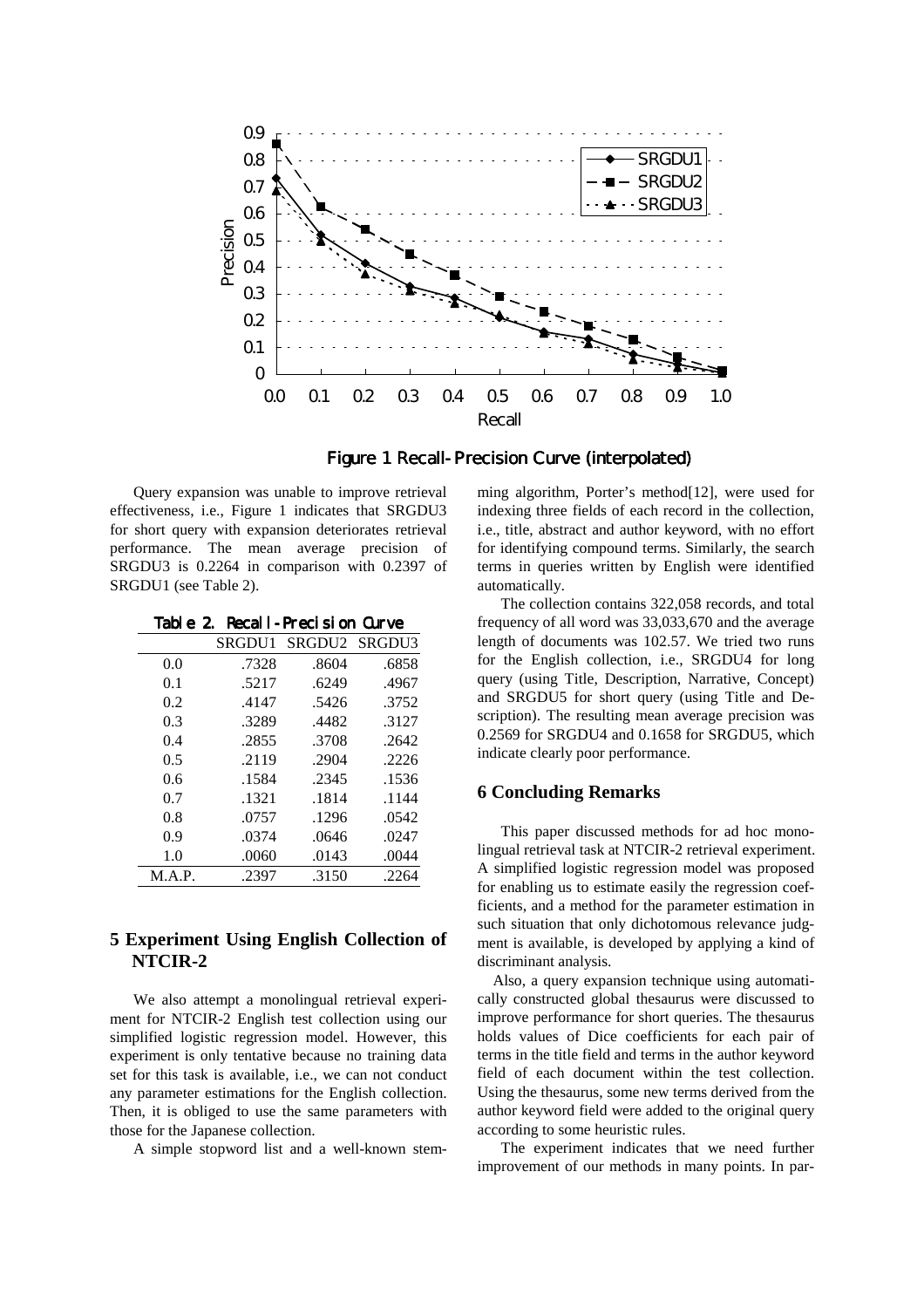Figure 1 Recall-Precision Curve (interpolated)

Query expansion was unable to improve retrieval effectiveness, i.e., Figure 1 indicates that SRGDU3 for short query with expansion deteriorates retrieval performance. The mean average precision of SRGDU3 is 0.2264 in comparison with 0.2397 of SRGDU1 (see Table 2).

Table 2. Recall-Precision Curve

| | SRGDU1 | SRGDU2 | SRGDU3 |
|---|---|---|---|
| 0.0 | .7328 | .8604 | .6858 |
| 0.1 | .5217 | .6249 | .4967 |
| 0.2 | .4147 | .5426 | .3752 |
| 0.3 | .3289 | .4482 | .3127 |
| 0.4 | .2855 | .3708 | .2642 |
| 0.5 | .2119 | .2904 | .2226 |
| 0.6 | .1584 | .2345 | .1536 |
| 0.7 | .1321 | .1814 | .1144 |
| 0.8 | .0757 | .1296 | .0542 |
| 0.9 | .0374 | .0646 | .0247 |
| 1.0 | .0060 | .0143 | .0044 |
| M.A.P. | .2397 | .3150 | .2264 |

## 5 Experiment Using English Collection of NTCIR-2

We also attempt a monolingual retrieval experiment for NTCIR-2 English test collection using our simplified logistic regression model. However, this experiment is only tentative because no training data set for this task is available, i.e., we can not conduct any parameter estimations for the English collection. Then, it is obliged to use the same parameters with those for the Japanese collection.

A simple stopword list and a well-known stemming algorithm, Porter's method[12], were used for indexing three fields of each record in the collection, i.e., title, abstract and author keyword, with no effort for identifying compound terms. Similarly, the search terms in queries written by English were identified automatically.

The collection contains 322,058 records, and total frequency of all word was 33,033,670 and the average length of documents was 102.57. We tried two runs for the English collection, i.e., SRGDU4 for long query (using Title, Description, Narrative, Concept) and SRGDU5 for short query (using Title and Description). The resulting mean average precision was 0.2569 for SRGDU4 and 0.1658 for SRGDU5, which indicate clearly poor performance.

## 6 Concluding Remarks

This paper discussed methods for ad hoc monolingual retrieval task at NTCIR-2 retrieval experiment. A simplified logistic regression model was proposed for enabling us to estimate easily the regression coefficients, and a method for the parameter estimation in such situation that only dichotomous relevance judgment is available, is developed by applying a kind of discriminant analysis.

Also, a query expansion technique using automatically constructed global thesaurus were discussed to improve performance for short queries. The thesaurus holds values of Dice coefficients for each pair of terms in the title field and terms in the author keyword field of each document within the test collection. Using the thesaurus, some new terms derived from the author keyword field were added to the original query according to some heuristic rules.

The experiment indicates that we need further improvement of our methods in many points. In par-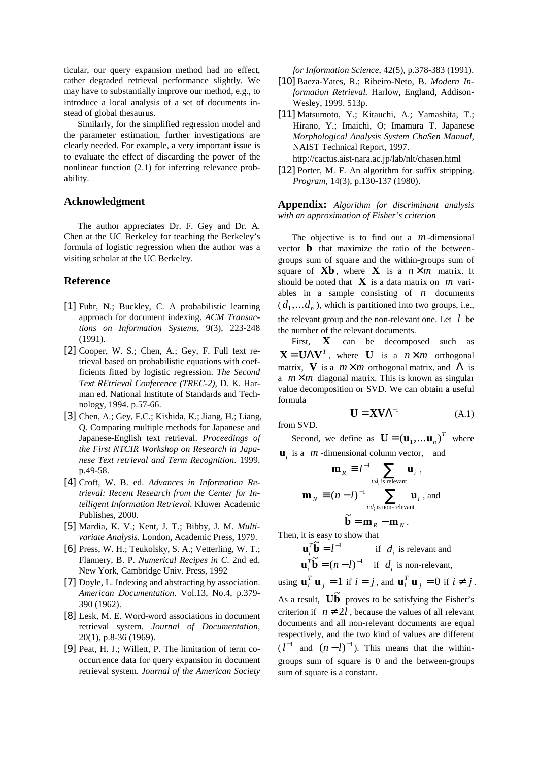ticular, our query expansion method had no effect, rather degraded retrieval performance slightly. We may have to substantially improve our method, e.g., to introduce a local analysis of a set of documents instead of global thesaurus.

Similarly, for the simplified regression model and the parameter estimation, further investigations are clearly needed. For example, a very important issue is to evaluate the effect of discarding the power of the nonlinear function (2.1) for inferring relevance probability.

## Acknowledgment

The author appreciates Dr. F. Gey and Dr. A. Chen at the UC Berkeley for teaching the Berkeley's formula of logistic regression when the author was a visiting scholar at the UC Berkeley.

## Reference

[1] Fuhr, N.; Buckley, C. A probabilistic learning approach for document indexing. *ACM Transactions on Information Systems*, 9(3), 223-248 (1991).

[2] Cooper, W. S.; Chen, A.; Gey, F. Full text retrieval based on probabilistic equations with coefficients fitted by logistic regression. *The Second Text REtrieval Conference (TREC-2)*, D. K. Harman ed. National Institute of Standards and Technology, 1994. p.57-66.

[3] Chen, A.; Gey, F.C.; Kishida, K.; Jiang, H.; Liang, Q. Comparing multiple methods for Japanese and Japanese-English text retrieval. *Proceedings of the First NTCIR Workshop on Research in Japanese Text retrieval and Term Recognition*. 1999. p.49-58.

[4] Croft, W. B. ed. *Advances in Information Retrieval: Recent Research from the Center for Intelligent Information Retrieval*. Kluwer Academic Publishes, 2000.

[5] Mardia, K. V.; Kent, J. T.; Bibby, J. M. *Multivariate Analysis*. London, Academic Press, 1979.

[6] Press, W. H.; Teukolsky, S. A.; Vetterling, W. T.; Flannery, B. P. *Numerical Recipes in C*. 2nd ed. New York, Cambridge Univ. Press, 1992

[7] Doyle, L. Indexing and abstracting by association. *American Documentation*. Vol.13, No.4, p.379-390 (1962).

[8] Lesk, M. E. Word-word associations in document retrieval system. *Journal of Documentation*, 20(1), p.8-36 (1969).

[9] Peat, H. J.; Willett, P. The limitation of term co-occurrence data for query expansion in document retrieval system. *Journal of the American Society for Information Science*, 42(5), p.378-383 (1991).

[10] Baeza-Yates, R.; Ribeiro-Neto, B. *Modern Information Retrieval.* Harlow, England, Addison-Wesley, 1999. 513p.

[11] Matsumoto, Y.; Kitauchi, A.; Yamashita, T.; Hirano, Y.; Imaichi, O; Imamura T. Japanese *Morphological Analysis System ChaSen Manual*, NAIST Technical Report, 1997. http://cactus.aist-nara.ac.jp/lab/nlt/chasen.html

[12] Porter, M. F. An algorithm for suffix stripping. *Program*, 14(3), p.130-137 (1980).

## Appendix: *Algorithm for discriminant analysis with an approximation of Fisher's criterion*

The objective is to find out a $m$-dimensional vector $\mathbf{b}$ that maximize the ratio of the between-groups sum of square and the within-groups sum of square of $\mathbf{Xb}$, where $\mathbf{X}$ is a $n \times m$ matrix. It should be noted that $\mathbf{X}$ is a data matrix on $m$ variables in a sample consisting of $n$ documents ($d_1, \ldots d_n$), which is partitioned into two groups, i.e., the relevant group and the non-relevant one. Let $l$ be the number of the relevant documents.

First, $\mathbf{X}$ can be decomposed such as $\mathbf{X} = \mathbf{U}\Lambda\mathbf{V}^T$, where $\mathbf{U}$ is a $n \times m$ orthogonal matrix, $\mathbf{V}$ is a $m \times m$ orthogonal matrix, and $\Lambda$ is a $m \times m$ diagonal matrix. This is known as singular value decomposition or SVD. We can obtain a useful formula

$$\mathbf{U} = \mathbf{XV}\Lambda^{-1} \tag{A.1}$$

from SVD.

Second, we define as $\mathbf{U} = (\mathbf{u}_1, \ldots \mathbf{u}_n)^T$ where $\mathbf{u}_i$ is a $m$-dimensional column vector, and

$$\mathbf{m}_R \equiv l^{-1} \sum_{i:d_i \text{ is relevant}} \mathbf{u}_i ,$$

$$\mathbf{m}_N \equiv (n-l)^{-1} \sum_{i:d_i \text{ is non-relevant}} \mathbf{u}_i \text{ , and}$$

$$\tilde{\mathbf{b}} = \mathbf{m}_R - \mathbf{m}_N .$$

Then, it is easy to show that

$$\mathbf{u}_i^T \tilde{\mathbf{b}} = l^{-1} \quad \text{if } d_i \text{ is relevant and}$$

$$\mathbf{u}_i^T \tilde{\mathbf{b}} = (n-l)^{-1} \quad \text{if } d_i \text{ is non-relevant,}$$

using $\mathbf{u}_i^T \mathbf{u}_j = 1$ if $i = j$, and $\mathbf{u}_i^T \mathbf{u}_j = 0$ if $i \neq j$.

As a result, $\mathbf{U}\tilde{\mathbf{b}}$ proves to be satisfying the Fisher's criterion if $n \neq 2l$, because the values of all relevant documents and all non-relevant documents are equal respectively, and the two kind of values are different ($l^{-1}$ and $(n-l)^{-1}$). This means that the within-groups sum of square is 0 and the between-groups sum of square is a constant.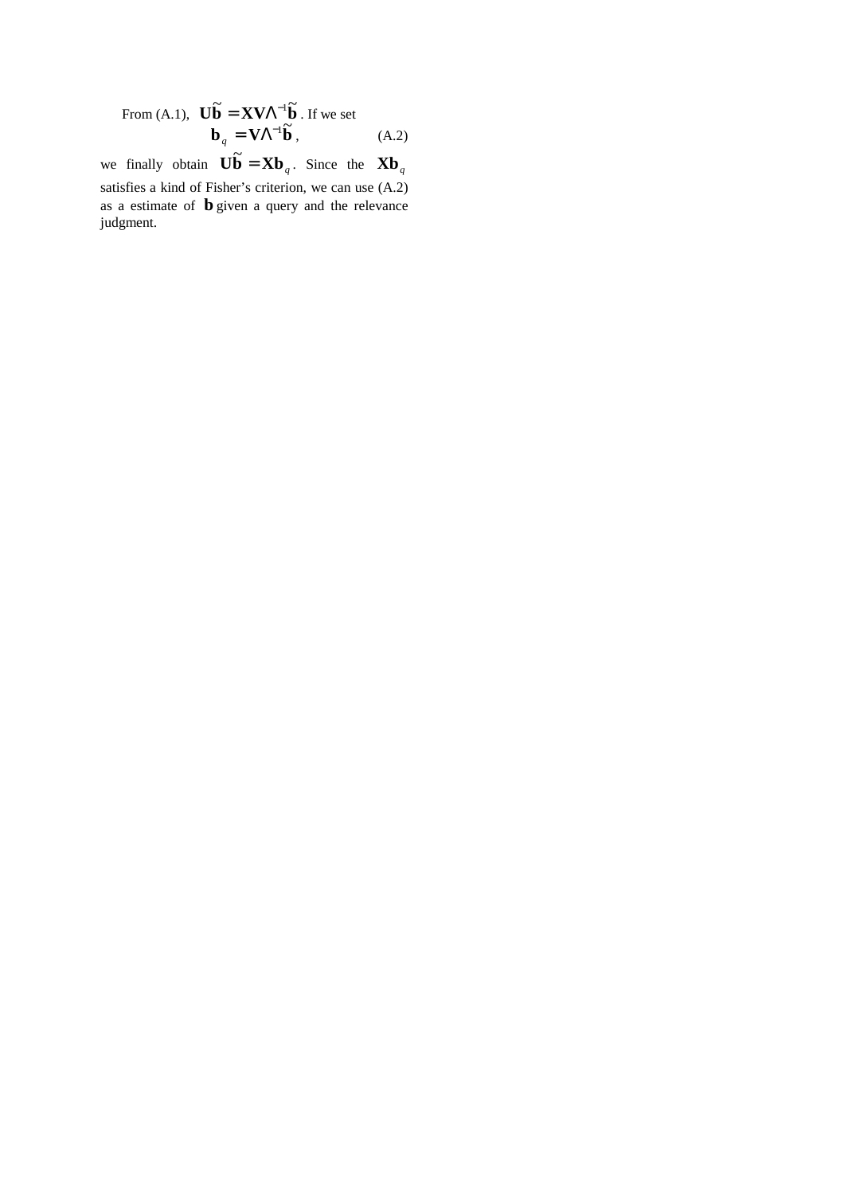From (A.1), $\mathbf{U}\tilde{\mathbf{b}} = \mathbf{X}\mathbf{V}\Lambda^{-1}\tilde{\mathbf{b}}$. If we set

$$\mathbf{b}_q = \mathbf{V}\Lambda^{-1}\tilde{\mathbf{b}}, \qquad \text{(A.2)}$$

we finally obtain $\mathbf{U}\tilde{\mathbf{b}} = \mathbf{X}\mathbf{b}_q$. Since the $\mathbf{X}\mathbf{b}_q$ satisfies a kind of Fisher's criterion, we can use (A.2) as a estimate of $\mathbf{b}$ given a query and the relevance judgment.